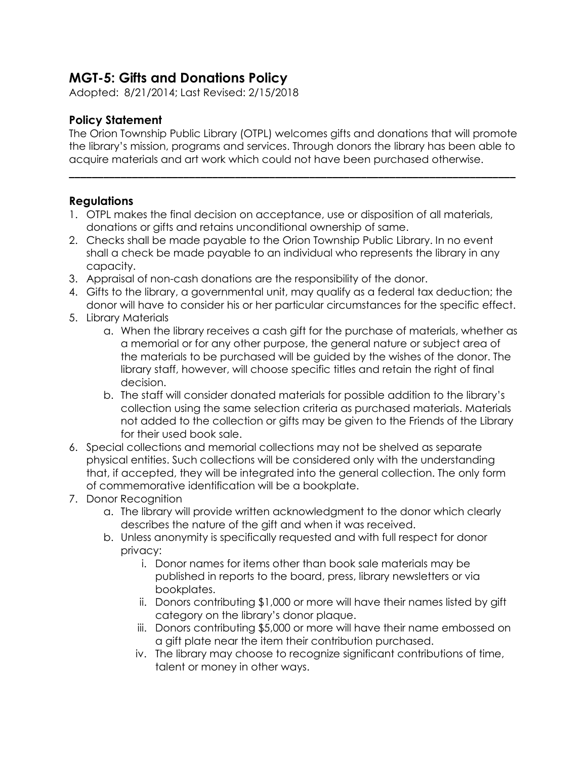# MGT-5: Gifts and Donations Policy

Adopted: 8/21/2014; Last Revised: 2/15/2018

## Policy Statement

The Orion Township Public Library (OTPL) welcomes gifts and donations that will promote the library's mission, programs and services. Through donors the library has been able to acquire materials and art work which could not have been purchased otherwise.

---

## Regulations

1. OTPL makes the final decision on acceptance, use or disposition of all materials, donations or gifts and retains unconditional ownership of same.
2. Checks shall be made payable to the Orion Township Public Library. In no event shall a check be made payable to an individual who represents the library in any capacity.
3. Appraisal of non-cash donations are the responsibility of the donor.
4. Gifts to the library, a governmental unit, may qualify as a federal tax deduction; the donor will have to consider his or her particular circumstances for the specific effect.
5. Library Materials
    a. When the library receives a cash gift for the purchase of materials, whether as a memorial or for any other purpose, the general nature or subject area of the materials to be purchased will be guided by the wishes of the donor. The library staff, however, will choose specific titles and retain the right of final decision.
    b. The staff will consider donated materials for possible addition to the library's collection using the same selection criteria as purchased materials. Materials not added to the collection or gifts may be given to the Friends of the Library for their used book sale.
6. Special collections and memorial collections may not be shelved as separate physical entities. Such collections will be considered only with the understanding that, if accepted, they will be integrated into the general collection. The only form of commemorative identification will be a bookplate.
7. Donor Recognition
    a. The library will provide written acknowledgment to the donor which clearly describes the nature of the gift and when it was received.
    b. Unless anonymity is specifically requested and with full respect for donor privacy:
        i. Donor names for items other than book sale materials may be published in reports to the board, press, library newsletters or via bookplates.
        ii. Donors contributing $1,000 or more will have their names listed by gift category on the library's donor plaque.
        iii. Donors contributing $5,000 or more will have their name embossed on a gift plate near the item their contribution purchased.
        iv. The library may choose to recognize significant contributions of time, talent or money in other ways.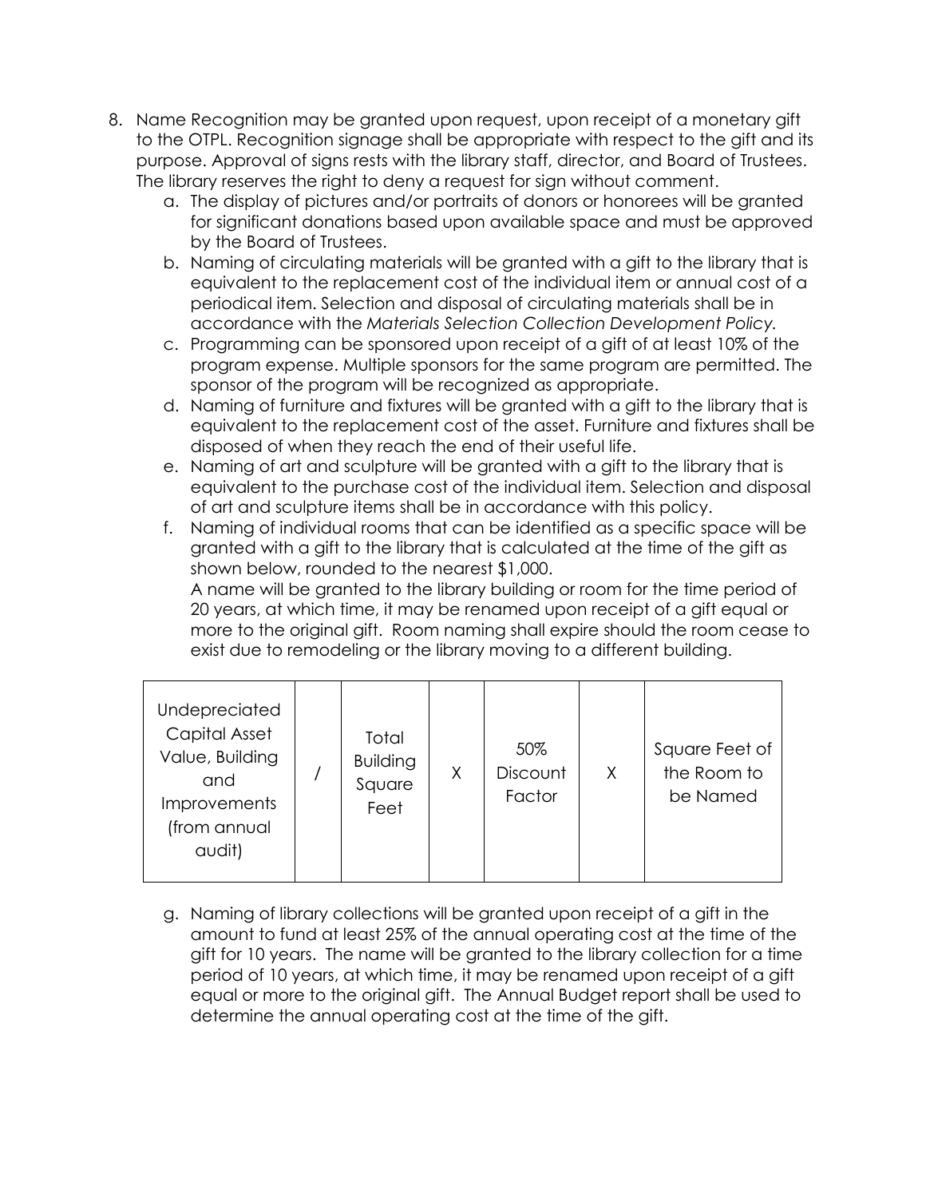8. Name Recognition may be granted upon request, upon receipt of a monetary gift to the OTPL. Recognition signage shall be appropriate with respect to the gift and its purpose. Approval of signs rests with the library staff, director, and Board of Trustees. The library reserves the right to deny a request for sign without comment.
   a. The display of pictures and/or portraits of donors or honorees will be granted for significant donations based upon available space and must be approved by the Board of Trustees.
   b. Naming of circulating materials will be granted with a gift to the library that is equivalent to the replacement cost of the individual item or annual cost of a periodical item. Selection and disposal of circulating materials shall be in accordance with the *Materials Selection Collection Development Policy.*
   c. Programming can be sponsored upon receipt of a gift of at least 10% of the program expense. Multiple sponsors for the same program are permitted. The sponsor of the program will be recognized as appropriate.
   d. Naming of furniture and fixtures will be granted with a gift to the library that is equivalent to the replacement cost of the asset. Furniture and fixtures shall be disposed of when they reach the end of their useful life.
   e. Naming of art and sculpture will be granted with a gift to the library that is equivalent to the purchase cost of the individual item. Selection and disposal of art and sculpture items shall be in accordance with this policy.
   f. Naming of individual rooms that can be identified as a specific space will be granted with a gift to the library that is calculated at the time of the gift as shown below, rounded to the nearest $1,000.
   A name will be granted to the library building or room for the time period of 20 years, at which time, it may be renamed upon receipt of a gift equal or more to the original gift. Room naming shall expire should the room cease to exist due to remodeling or the library moving to a different building.

| Undepreciated Capital Asset Value, Building and Improvements (from annual audit) | / | Total Building Square Feet | X | 50% Discount Factor | X | Square Feet of the Room to be Named |
|---|---|---|---|---|---|---|

   g. Naming of library collections will be granted upon receipt of a gift in the amount to fund at least 25% of the annual operating cost at the time of the gift for 10 years. The name will be granted to the library collection for a time period of 10 years, at which time, it may be renamed upon receipt of a gift equal or more to the original gift. The Annual Budget report shall be used to determine the annual operating cost at the time of the gift.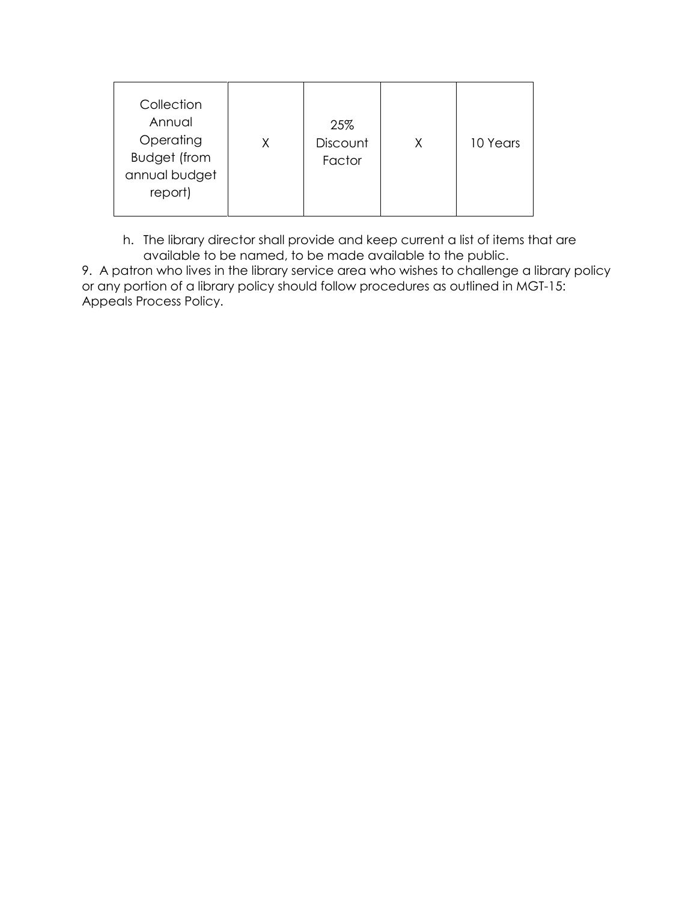| | | | | |
|---|---|---|---|---|
| Collection Annual Operating Budget (from annual budget report) | X | 25% Discount Factor | X | 10 Years |

h. The library director shall provide and keep current a list of items that are available to be named, to be made available to the public.

9. A patron who lives in the library service area who wishes to challenge a library policy or any portion of a library policy should follow procedures as outlined in MGT-15: Appeals Process Policy.